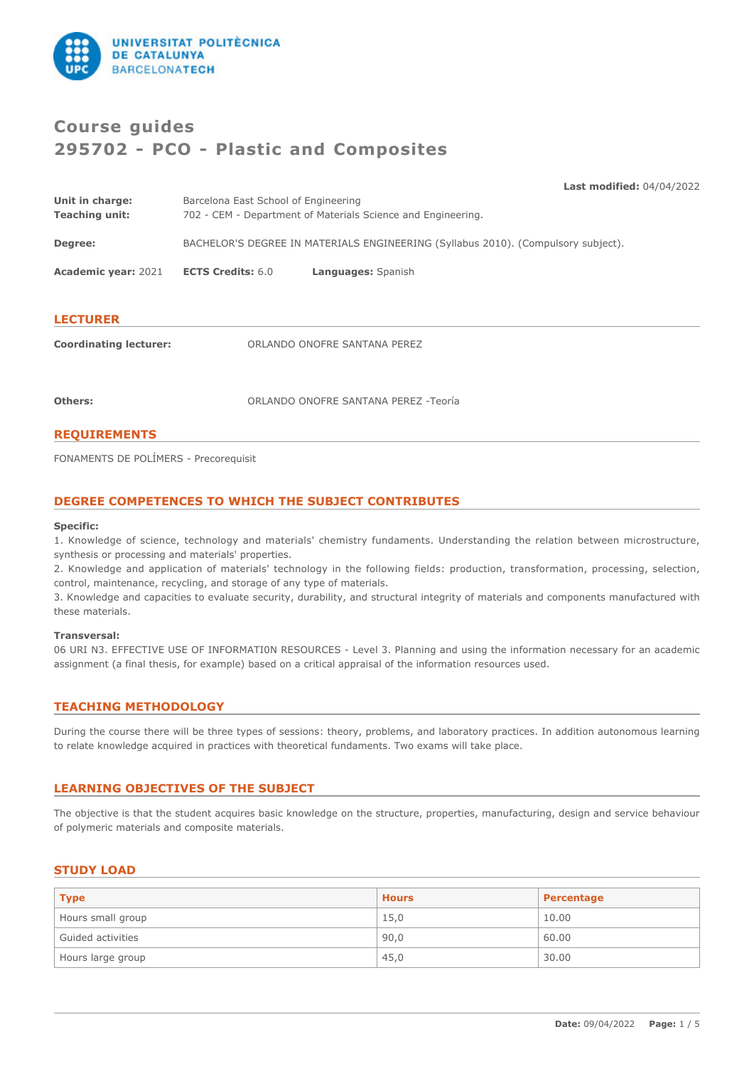# Course guides
# 295702 - PCO - Plastic and Composites

**Last modified:** 04/04/2022

**Unit in charge:** Barcelona East School of Engineering
**Teaching unit:** 702 - CEM - Department of Materials Science and Engineering.

**Degree:** BACHELOR'S DEGREE IN MATERIALS ENGINEERING (Syllabus 2010). (Compulsory subject).

**Academic year:** 2021 **ECTS Credits:** 6.0 **Languages:** Spanish

## LECTURER

**Coordinating lecturer:** ORLANDO ONOFRE SANTANA PEREZ

**Others:** ORLANDO ONOFRE SANTANA PEREZ -Teoría

## REQUIREMENTS

FONAMENTS DE POLÍMERS - Precorequisit

## DEGREE COMPETENCES TO WHICH THE SUBJECT CONTRIBUTES

**Specific:**

1. Knowledge of science, technology and materials' chemistry fundaments. Understanding the relation between microstructure, synthesis or processing and materials' properties.
2. Knowledge and application of materials' technology in the following fields: production, transformation, processing, selection, control, maintenance, recycling, and storage of any type of materials.
3. Knowledge and capacities to evaluate security, durability, and structural integrity of materials and components manufactured with these materials.

**Transversal:**

06 URI N3. EFFECTIVE USE OF INFORMATI0N RESOURCES - Level 3. Planning and using the information necessary for an academic assignment (a final thesis, for example) based on a critical appraisal of the information resources used.

## TEACHING METHODOLOGY

During the course there will be three types of sessions: theory, problems, and laboratory practices. In addition autonomous learning to relate knowledge acquired in practices with theoretical fundaments. Two exams will take place.

## LEARNING OBJECTIVES OF THE SUBJECT

The objective is that the student acquires basic knowledge on the structure, properties, manufacturing, design and service behaviour of polymeric materials and composite materials.

## STUDY LOAD

| Type | Hours | Percentage |
|---|---|---|
| Hours small group | 15,0 | 10.00 |
| Guided activities | 90,0 | 60.00 |
| Hours large group | 45,0 | 30.00 |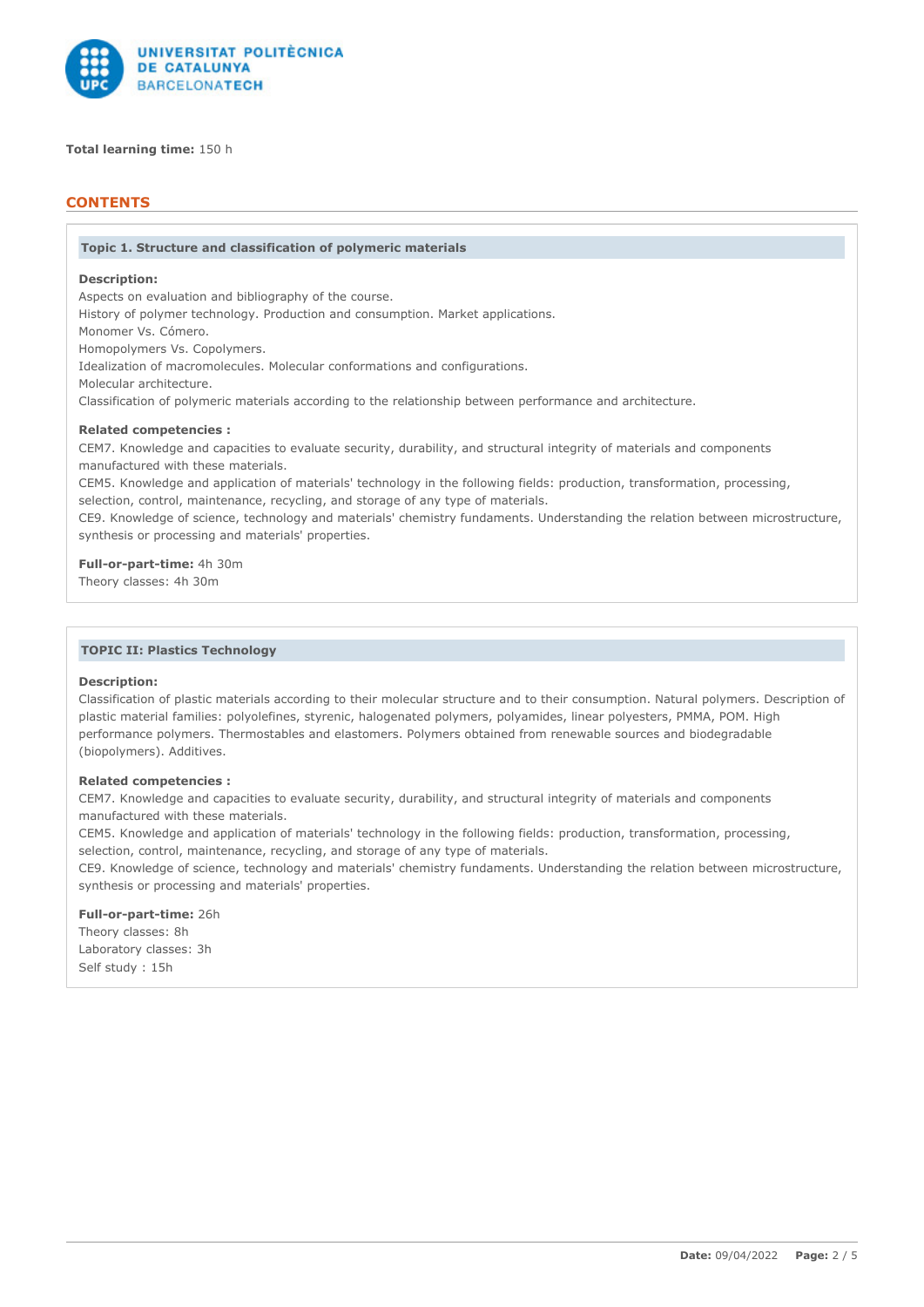**Total learning time:** 150 h

## CONTENTS

### Topic 1. Structure and classification of polymeric materials

**Description:**

Aspects on evaluation and bibliography of the course.
History of polymer technology. Production and consumption. Market applications.
Monomer Vs. Cómero.
Homopolymers Vs. Copolymers.
Idealization of macromolecules. Molecular conformations and configurations.
Molecular architecture.
Classification of polymeric materials according to the relationship between performance and architecture.

**Related competencies :**

CEM7. Knowledge and capacities to evaluate security, durability, and structural integrity of materials and components manufactured with these materials.
CEM5. Knowledge and application of materials' technology in the following fields: production, transformation, processing, selection, control, maintenance, recycling, and storage of any type of materials.
CE9. Knowledge of science, technology and materials' chemistry fundaments. Understanding the relation between microstructure, synthesis or processing and materials' properties.

**Full-or-part-time:** 4h 30m
Theory classes: 4h 30m

### TOPIC II: Plastics Technology

**Description:**

Classification of plastic materials according to their molecular structure and to their consumption. Natural polymers. Description of plastic material families: polyolefines, styrenic, halogenated polymers, polyamides, linear polyesters, PMMA, POM. High performance polymers. Thermostables and elastomers. Polymers obtained from renewable sources and biodegradable (biopolymers). Additives.

**Related competencies :**

CEM7. Knowledge and capacities to evaluate security, durability, and structural integrity of materials and components manufactured with these materials.
CEM5. Knowledge and application of materials' technology in the following fields: production, transformation, processing, selection, control, maintenance, recycling, and storage of any type of materials.
CE9. Knowledge of science, technology and materials' chemistry fundaments. Understanding the relation between microstructure, synthesis or processing and materials' properties.

**Full-or-part-time:** 26h
Theory classes: 8h
Laboratory classes: 3h
Self study : 15h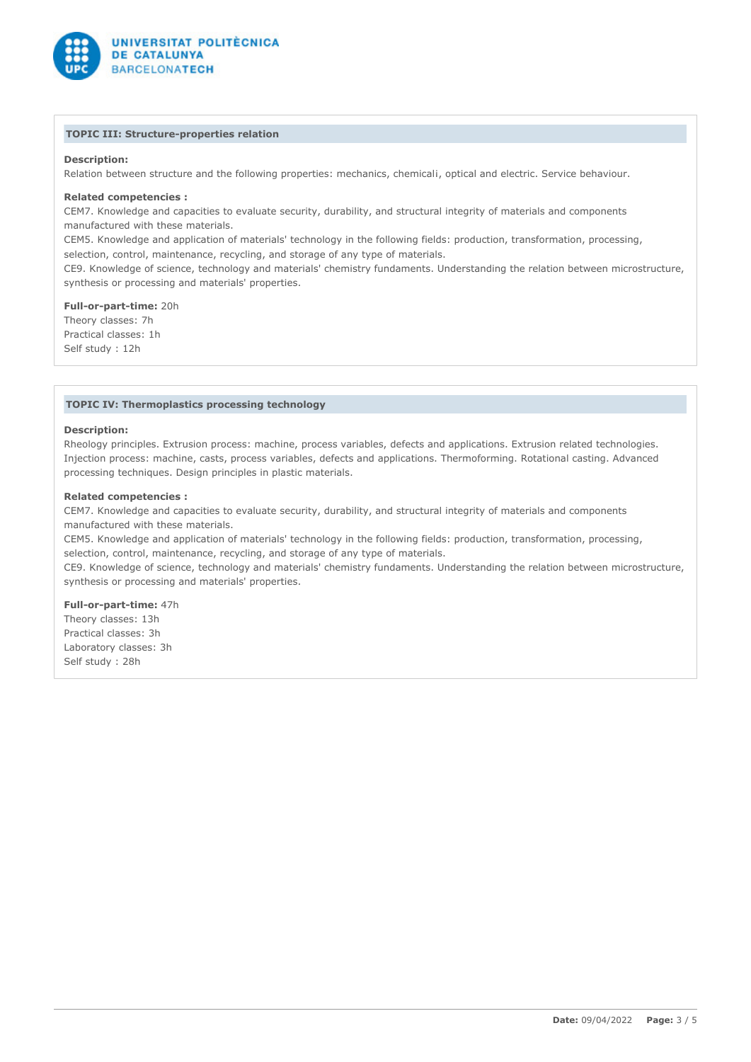## TOPIC III: Structure-properties relation

**Description:**
Relation between structure and the following properties: mechanics, chemicali, optical and electric. Service behaviour.

**Related competencies :**
CEM7. Knowledge and capacities to evaluate security, durability, and structural integrity of materials and components manufactured with these materials.
CEM5. Knowledge and application of materials' technology in the following fields: production, transformation, processing, selection, control, maintenance, recycling, and storage of any type of materials.
CE9. Knowledge of science, technology and materials' chemistry fundaments. Understanding the relation between microstructure, synthesis or processing and materials' properties.

**Full-or-part-time:** 20h
Theory classes: 7h
Practical classes: 1h
Self study : 12h

## TOPIC IV: Thermoplastics processing technology

**Description:**
Rheology principles. Extrusion process: machine, process variables, defects and applications. Extrusion related technologies. Injection process: machine, casts, process variables, defects and applications. Thermoforming. Rotational casting. Advanced processing techniques. Design principles in plastic materials.

**Related competencies :**
CEM7. Knowledge and capacities to evaluate security, durability, and structural integrity of materials and components manufactured with these materials.
CEM5. Knowledge and application of materials' technology in the following fields: production, transformation, processing, selection, control, maintenance, recycling, and storage of any type of materials.
CE9. Knowledge of science, technology and materials' chemistry fundaments. Understanding the relation between microstructure, synthesis or processing and materials' properties.

**Full-or-part-time:** 47h
Theory classes: 13h
Practical classes: 3h
Laboratory classes: 3h
Self study : 28h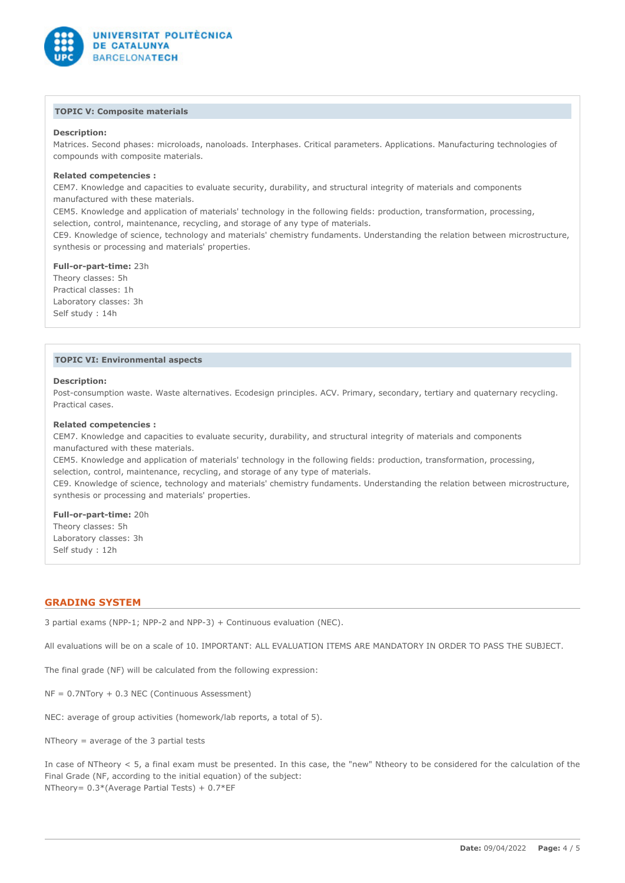### TOPIC V: Composite materials

**Description:**
Matrices. Second phases: microloads, nanoloads. Interphases. Critical parameters. Applications. Manufacturing technologies of compounds with composite materials.

**Related competencies :**
CEM7. Knowledge and capacities to evaluate security, durability, and structural integrity of materials and components manufactured with these materials.
CEM5. Knowledge and application of materials' technology in the following fields: production, transformation, processing, selection, control, maintenance, recycling, and storage of any type of materials.
CE9. Knowledge of science, technology and materials' chemistry fundaments. Understanding the relation between microstructure, synthesis or processing and materials' properties.

**Full-or-part-time:** 23h
Theory classes: 5h
Practical classes: 1h
Laboratory classes: 3h
Self study : 14h

### TOPIC VI: Environmental aspects

**Description:**
Post-consumption waste. Waste alternatives. Ecodesign principles. ACV. Primary, secondary, tertiary and quaternary recycling. Practical cases.

**Related competencies :**
CEM7. Knowledge and capacities to evaluate security, durability, and structural integrity of materials and components manufactured with these materials.
CEM5. Knowledge and application of materials' technology in the following fields: production, transformation, processing, selection, control, maintenance, recycling, and storage of any type of materials.
CE9. Knowledge of science, technology and materials' chemistry fundaments. Understanding the relation between microstructure, synthesis or processing and materials' properties.

**Full-or-part-time:** 20h
Theory classes: 5h
Laboratory classes: 3h
Self study : 12h

## GRADING SYSTEM

3 partial exams (NPP-1; NPP-2 and NPP-3) + Continuous evaluation (NEC).

All evaluations will be on a scale of 10. IMPORTANT: ALL EVALUATION ITEMS ARE MANDATORY IN ORDER TO PASS THE SUBJECT.

The final grade (NF) will be calculated from the following expression:

NF = 0.7NTory + 0.3 NEC (Continuous Assessment)

NEC: average of group activities (homework/lab reports, a total of 5).

NTheory = average of the 3 partial tests

In case of NTheory < 5, a final exam must be presented. In this case, the "new" Ntheory to be considered for the calculation of the Final Grade (NF, according to the initial equation) of the subject:
NTheory= 0.3*(Average Partial Tests) + 0.7*EF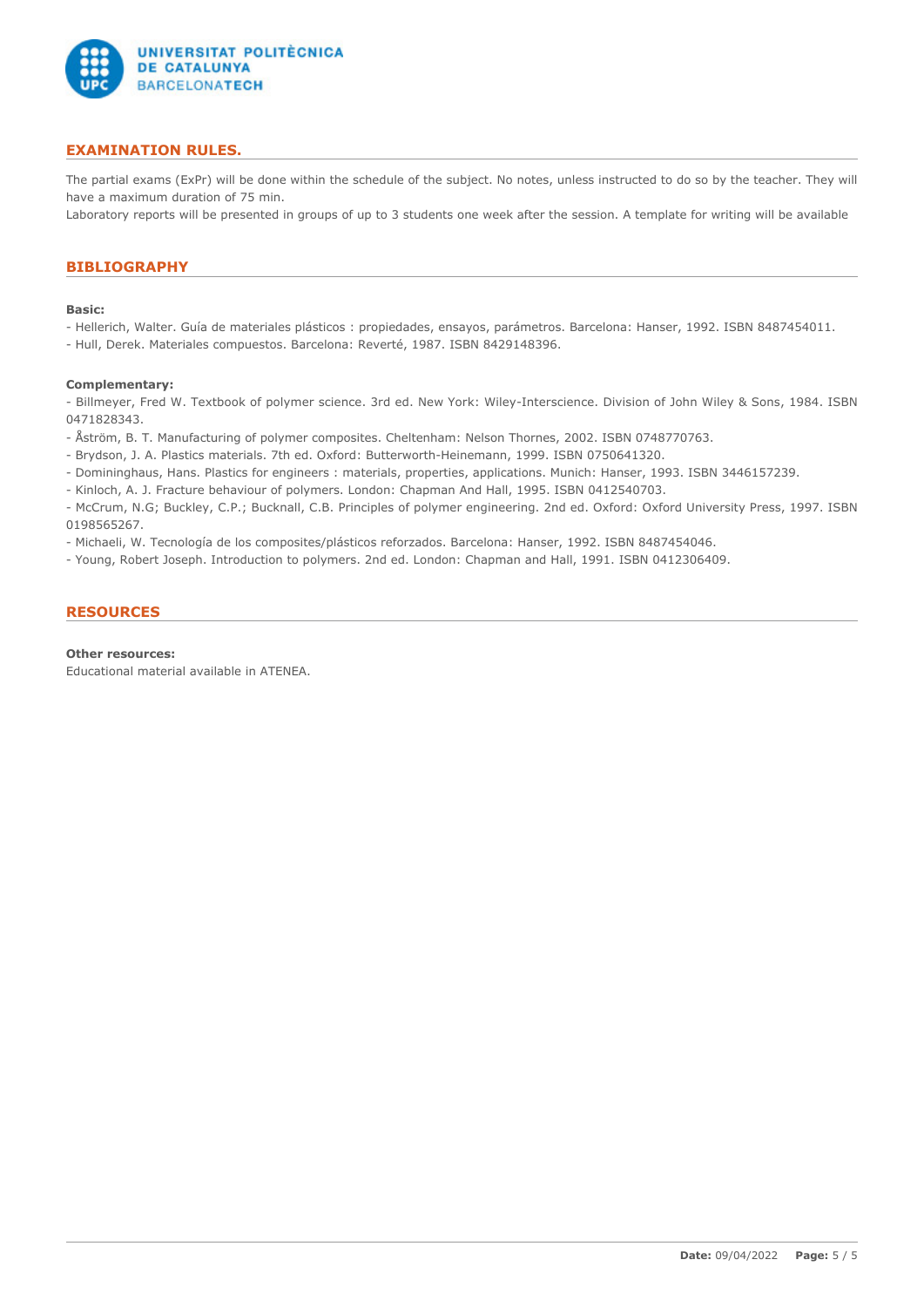## EXAMINATION RULES.

The partial exams (ExPr) will be done within the schedule of the subject. No notes, unless instructed to do so by the teacher. They will have a maximum duration of 75 min.

Laboratory reports will be presented in groups of up to 3 students one week after the session. A template for writing will be available

## BIBLIOGRAPHY

**Basic:**

- Hellerich, Walter. Guía de materiales plásticos : propiedades, ensayos, parámetros. Barcelona: Hanser, 1992. ISBN 8487454011.
- Hull, Derek. Materiales compuestos. Barcelona: Reverté, 1987. ISBN 8429148396.

**Complementary:**

- Billmeyer, Fred W. Textbook of polymer science. 3rd ed. New York: Wiley-Interscience. Division of John Wiley & Sons, 1984. ISBN 0471828343.
- Åström, B. T. Manufacturing of polymer composites. Cheltenham: Nelson Thornes, 2002. ISBN 0748770763.
- Brydson, J. A. Plastics materials. 7th ed. Oxford: Butterworth-Heinemann, 1999. ISBN 0750641320.
- Domininghaus, Hans. Plastics for engineers : materials, properties, applications. Munich: Hanser, 1993. ISBN 3446157239.
- Kinloch, A. J. Fracture behaviour of polymers. London: Chapman And Hall, 1995. ISBN 0412540703.
- McCrum, N.G; Buckley, C.P.; Bucknall, C.B. Principles of polymer engineering. 2nd ed. Oxford: Oxford University Press, 1997. ISBN 0198565267.
- Michaeli, W. Tecnología de los composites/plásticos reforzados. Barcelona: Hanser, 1992. ISBN 8487454046.
- Young, Robert Joseph. Introduction to polymers. 2nd ed. London: Chapman and Hall, 1991. ISBN 0412306409.

## RESOURCES

**Other resources:**

Educational material available in ATENEA.